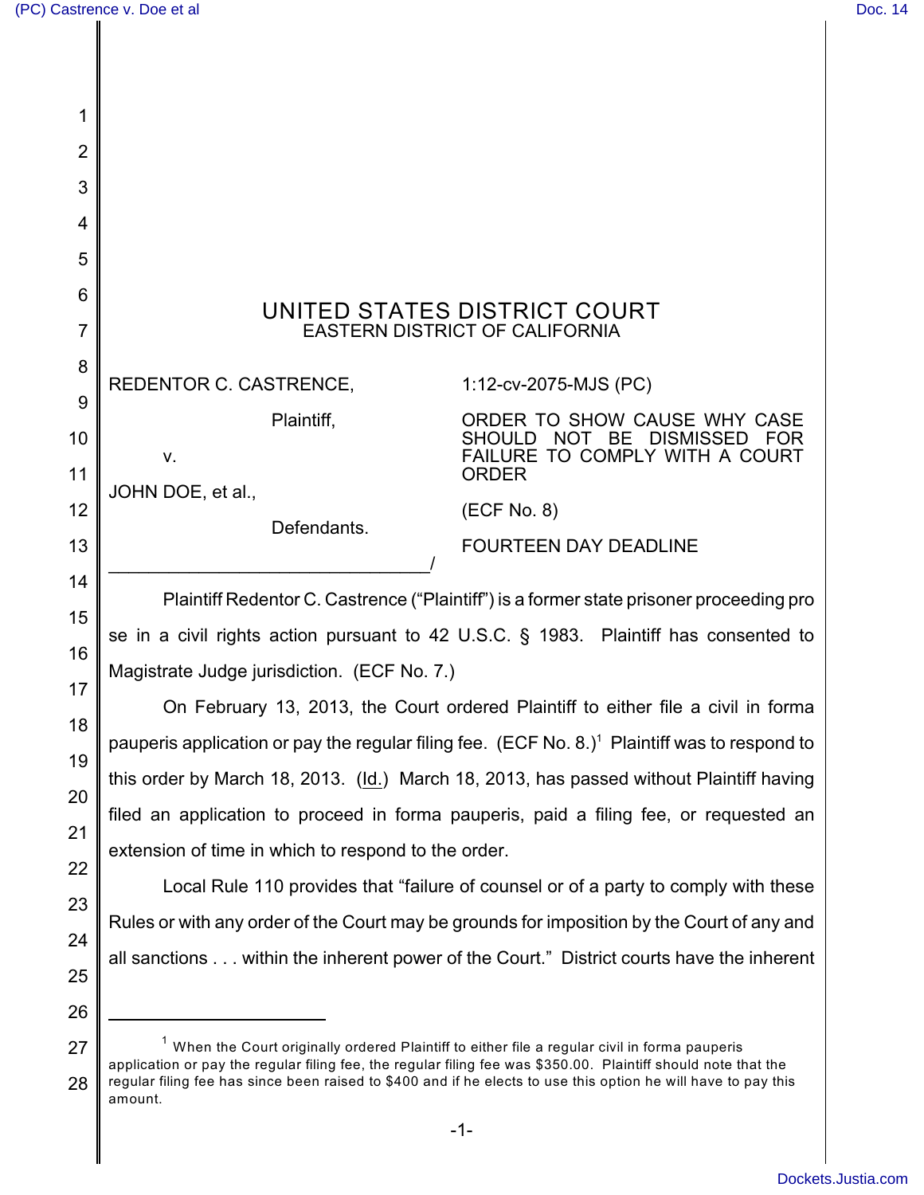# UNITED STATES DISTRICT COURT
## EASTERN DISTRICT OF CALIFORNIA

REDENTOR C. CASTRENCE,

Plaintiff,

v.

JOHN DOE, et al.,

Defendants.

1:12-cv-2075-MJS (PC)

ORDER TO SHOW CAUSE WHY CASE SHOULD NOT BE DISMISSED FOR FAILURE TO COMPLY WITH A COURT ORDER

(ECF No. 8)

FOURTEEN DAY DEADLINE

Plaintiff Redentor C. Castrence ("Plaintiff") is a former state prisoner proceeding pro se in a civil rights action pursuant to 42 U.S.C. § 1983. Plaintiff has consented to Magistrate Judge jurisdiction. (ECF No. 7.)

On February 13, 2013, the Court ordered Plaintiff to either file a civil in forma pauperis application or pay the regular filing fee. (ECF No. 8.)[1] Plaintiff was to respond to this order by March 18, 2013. (Id.) March 18, 2013, has passed without Plaintiff having filed an application to proceed in forma pauperis, paid a filing fee, or requested an extension of time in which to respond to the order.

Local Rule 110 provides that "failure of counsel or of a party to comply with these Rules or with any order of the Court may be grounds for imposition by the Court of any and all sanctions . . . within the inherent power of the Court." District courts have the inherent

[1] When the Court originally ordered Plaintiff to either file a regular civil in forma pauperis application or pay the regular filing fee, the regular filing fee was $350.00. Plaintiff should note that the regular filing fee has since been raised to $400 and if he elects to use this option he will have to pay this amount.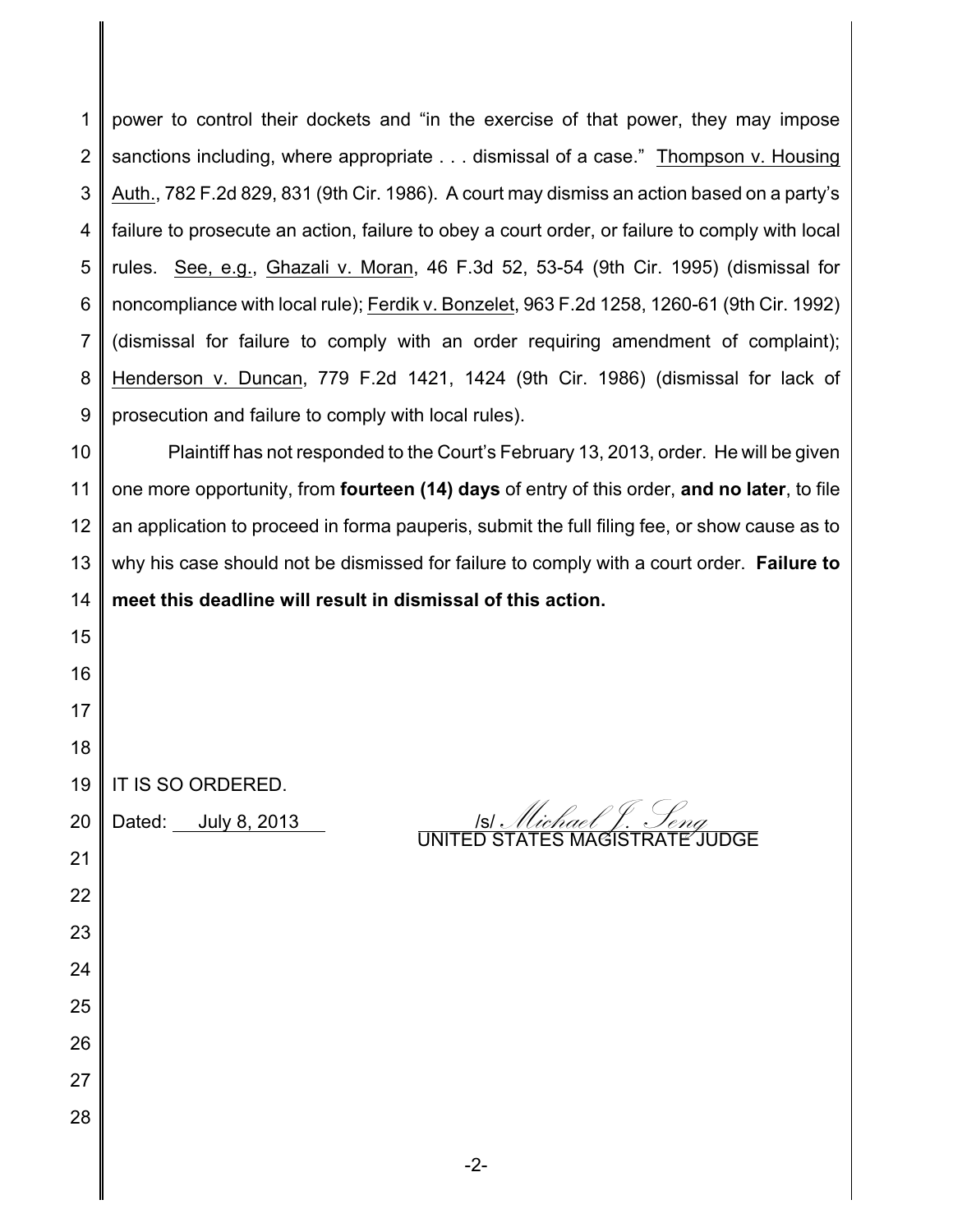power to control their dockets and "in the exercise of that power, they may impose sanctions including, where appropriate . . . dismissal of a case." Thompson v. Housing Auth., 782 F.2d 829, 831 (9th Cir. 1986). A court may dismiss an action based on a party's failure to prosecute an action, failure to obey a court order, or failure to comply with local rules. See, e.g., Ghazali v. Moran, 46 F.3d 52, 53-54 (9th Cir. 1995) (dismissal for noncompliance with local rule); Ferdik v. Bonzelet, 963 F.2d 1258, 1260-61 (9th Cir. 1992) (dismissal for failure to comply with an order requiring amendment of complaint); Henderson v. Duncan, 779 F.2d 1421, 1424 (9th Cir. 1986) (dismissal for lack of prosecution and failure to comply with local rules).

Plaintiff has not responded to the Court's February 13, 2013, order. He will be given one more opportunity, from **fourteen (14) days** of entry of this order, **and no later**, to file an application to proceed in forma pauperis, submit the full filing fee, or show cause as to why his case should not be dismissed for failure to comply with a court order. **Failure to meet this deadline will result in dismissal of this action.**

IT IS SO ORDERED.

Dated: July 8, 2013

/s/ Michael J. Seng
UNITED STATES MAGISTRATE JUDGE